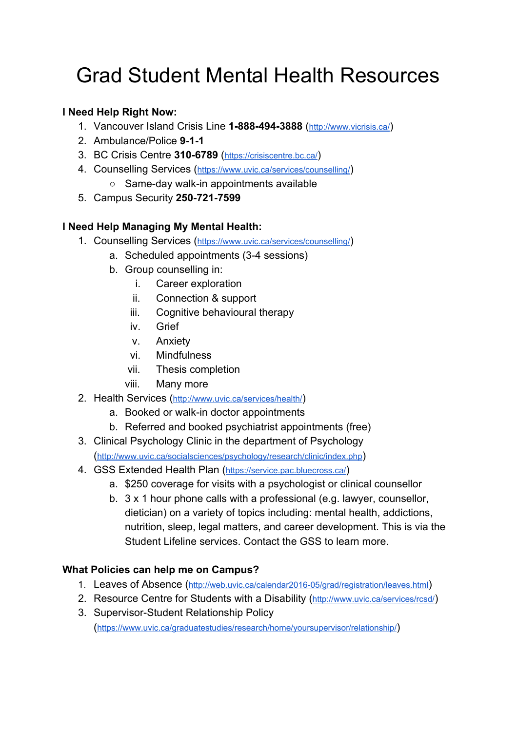# Grad Student Mental Health Resources

**I Need Help Right Now:**

1. Vancouver Island Crisis Line **1-888-494-3888** (http://www.vicrisis.ca/)
2. Ambulance/Police **9-1-1**
3. BC Crisis Centre **310-6789** (https://crisiscentre.bc.ca/)
4. Counselling Services (https://www.uvic.ca/services/counselling/)
   - Same-day walk-in appointments available
5. Campus Security **250-721-7599**

**I Need Help Managing My Mental Health:**

1. Counselling Services (https://www.uvic.ca/services/counselling/)
   a. Scheduled appointments (3-4 sessions)
   b. Group counselling in:
      i. Career exploration
      ii. Connection & support
      iii. Cognitive behavioural therapy
      iv. Grief
      v. Anxiety
      vi. Mindfulness
      vii. Thesis completion
      viii. Many more
2. Health Services (http://www.uvic.ca/services/health/)
   a. Booked or walk-in doctor appointments
   b. Referred and booked psychiatrist appointments (free)
3. Clinical Psychology Clinic in the department of Psychology (http://www.uvic.ca/socialsciences/psychology/research/clinic/index.php)
4. GSS Extended Health Plan (https://service.pac.bluecross.ca/)
   a. $250 coverage for visits with a psychologist or clinical counsellor
   b. 3 x 1 hour phone calls with a professional (e.g. lawyer, counsellor, dietician) on a variety of topics including: mental health, addictions, nutrition, sleep, legal matters, and career development. This is via the Student Lifeline services. Contact the GSS to learn more.

**What Policies can help me on Campus?**

1. Leaves of Absence (http://web.uvic.ca/calendar2016-05/grad/registration/leaves.html)
2. Resource Centre for Students with a Disability (http://www.uvic.ca/services/rcsd/)
3. Supervisor-Student Relationship Policy (https://www.uvic.ca/graduatestudies/research/home/yoursupervisor/relationship/)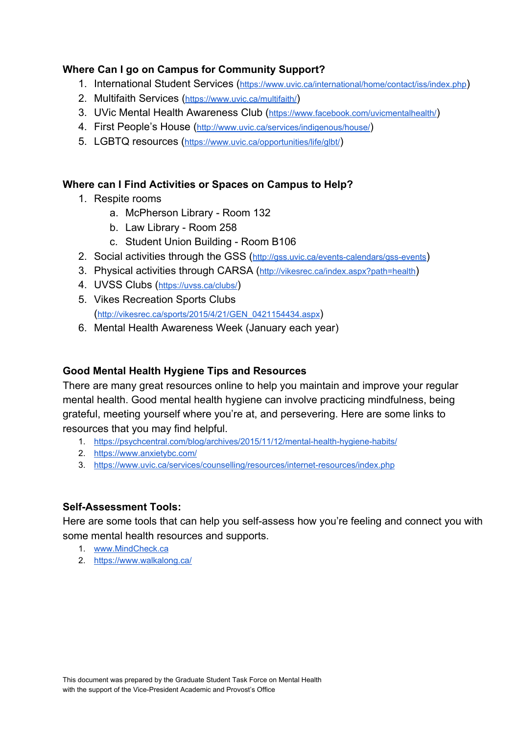**Where Can I go on Campus for Community Support?**

1. International Student Services (https://www.uvic.ca/international/home/contact/iss/index.php)
2. Multifaith Services (https://www.uvic.ca/multifaith/)
3. UVic Mental Health Awareness Club (https://www.facebook.com/uvicmentalhealth/)
4. First People's House (http://www.uvic.ca/services/indigenous/house/)
5. LGBTQ resources (https://www.uvic.ca/opportunities/life/glbt/)

**Where can I Find Activities or Spaces on Campus to Help?**

1. Respite rooms
    a. McPherson Library - Room 132
    b. Law Library - Room 258
    c. Student Union Building - Room B106
2. Social activities through the GSS (http://gss.uvic.ca/events-calendars/gss-events)
3. Physical activities through CARSA (http://vikesrec.ca/index.aspx?path=health)
4. UVSS Clubs (https://uvss.ca/clubs/)
5. Vikes Recreation Sports Clubs (http://vikesrec.ca/sports/2015/4/21/GEN_0421154434.aspx)
6. Mental Health Awareness Week (January each year)

**Good Mental Health Hygiene Tips and Resources**

There are many great resources online to help you maintain and improve your regular mental health. Good mental health hygiene can involve practicing mindfulness, being grateful, meeting yourself where you're at, and persevering. Here are some links to resources that you may find helpful.

1. https://psychcentral.com/blog/archives/2015/11/12/mental-health-hygiene-habits/
2. https://www.anxietybc.com/
3. https://www.uvic.ca/services/counselling/resources/internet-resources/index.php

**Self-Assessment Tools:**

Here are some tools that can help you self-assess how you're feeling and connect you with some mental health resources and supports.

1. www.MindCheck.ca
2. https://www.walkalong.ca/

This document was prepared by the Graduate Student Task Force on Mental Health with the support of the Vice-President Academic and Provost's Office